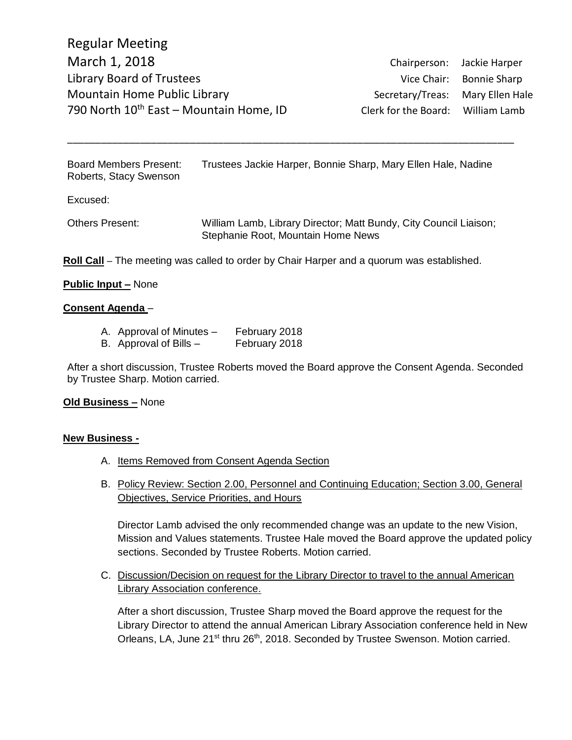# Regular Meeting

## March 1, 2018

Library Board of Trustees
Mountain Home Public Library
790 North 10th East – Mountain Home, ID

Chairperson: Jackie Harper
Vice Chair: Bonnie Sharp
Secretary/Treas: Mary Ellen Hale
Clerk for the Board: William Lamb

---

Board Members Present: Trustees Jackie Harper, Bonnie Sharp, Mary Ellen Hale, Nadine Roberts, Stacy Swenson

Excused:

Others Present: William Lamb, Library Director; Matt Bundy, City Council Liaison; Stephanie Root, Mountain Home News

**Roll Call** – The meeting was called to order by Chair Harper and a quorum was established.

**Public Input –** None

**Consent Agenda** –

A. Approval of Minutes – February 2018
B. Approval of Bills – February 2018

After a short discussion, Trustee Roberts moved the Board approve the Consent Agenda. Seconded by Trustee Sharp. Motion carried.

**Old Business –** None

**New Business -**

A. Items Removed from Consent Agenda Section

B. Policy Review: Section 2.00, Personnel and Continuing Education; Section 3.00, General Objectives, Service Priorities, and Hours

Director Lamb advised the only recommended change was an update to the new Vision, Mission and Values statements. Trustee Hale moved the Board approve the updated policy sections. Seconded by Trustee Roberts. Motion carried.

C. Discussion/Decision on request for the Library Director to travel to the annual American Library Association conference.

After a short discussion, Trustee Sharp moved the Board approve the request for the Library Director to attend the annual American Library Association conference held in New Orleans, LA, June 21st thru 26th, 2018. Seconded by Trustee Swenson. Motion carried.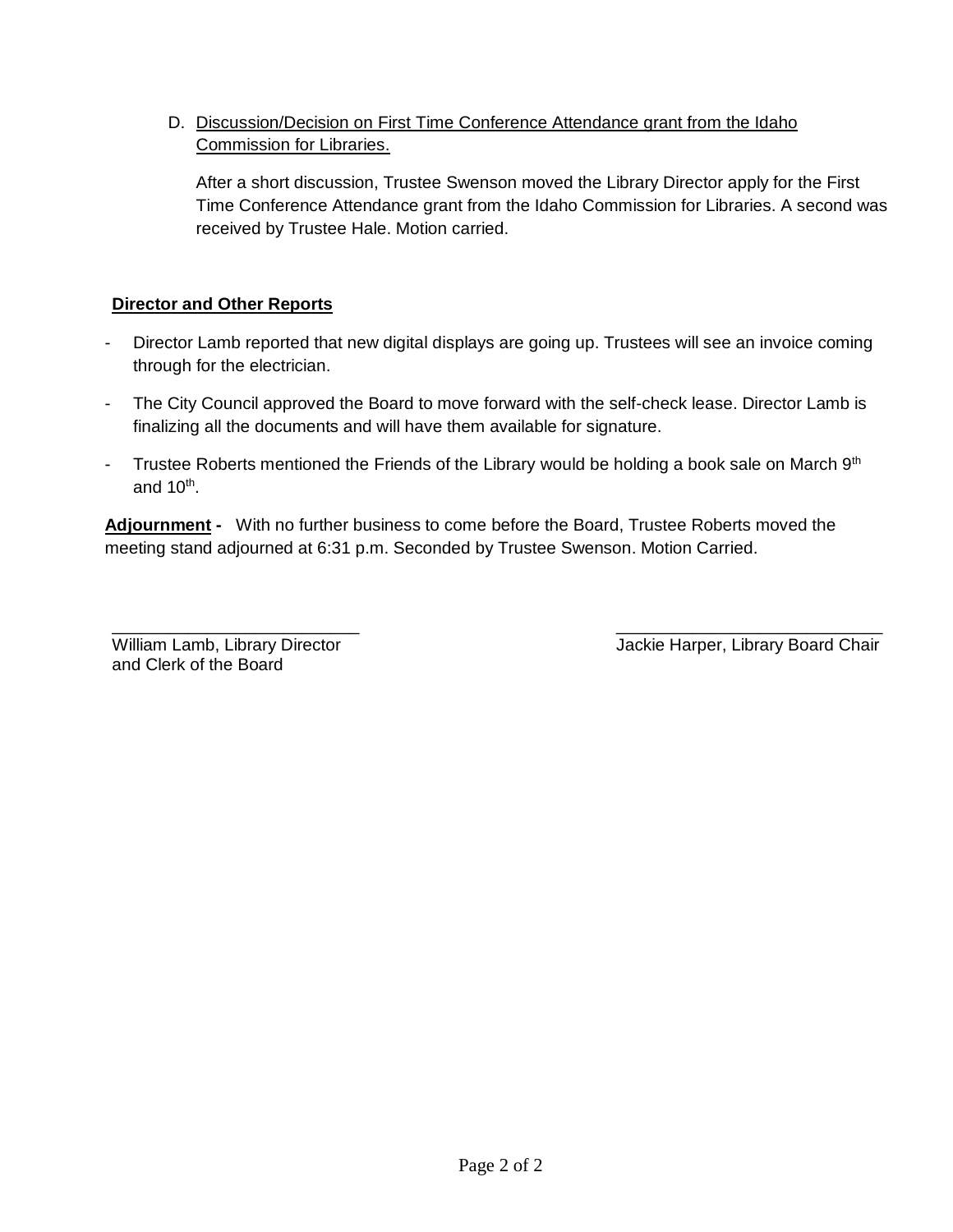D. Discussion/Decision on First Time Conference Attendance grant from the Idaho Commission for Libraries.

After a short discussion, Trustee Swenson moved the Library Director apply for the First Time Conference Attendance grant from the Idaho Commission for Libraries. A second was received by Trustee Hale. Motion carried.

**Director and Other Reports**

- Director Lamb reported that new digital displays are going up. Trustees will see an invoice coming through for the electrician.
- The City Council approved the Board to move forward with the self-check lease. Director Lamb is finalizing all the documents and will have them available for signature.
- Trustee Roberts mentioned the Friends of the Library would be holding a book sale on March 9th and 10th.

**Adjournment -** With no further business to come before the Board, Trustee Roberts moved the meeting stand adjourned at 6:31 p.m. Seconded by Trustee Swenson. Motion Carried.

\_\_\_\_\_\_\_\_\_\_\_\_\_\_\_\_\_\_\_\_\_\_\_\_\_\_\_
William Lamb, Library Director
and Clerk of the Board

\_\_\_\_\_\_\_\_\_\_\_\_\_\_\_\_\_\_\_\_\_\_\_\_\_\_\_\_\_
Jackie Harper, Library Board Chair